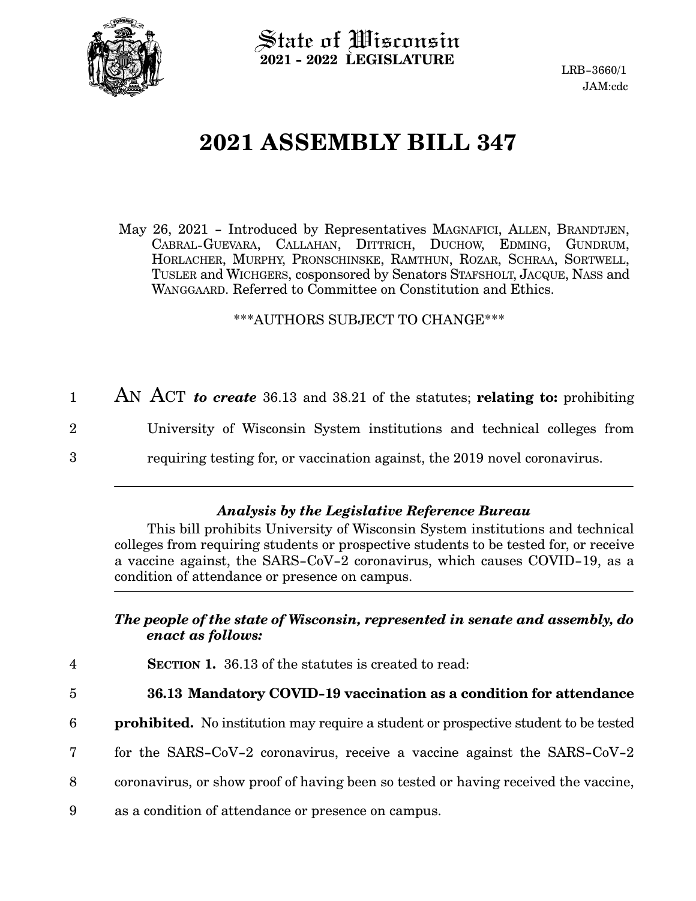State of Wisconsin
**2021 - 2022 LEGISLATURE**

LRB-3660/1
JAM:cdc

# 2021 ASSEMBLY BILL 347

May 26, 2021 - Introduced by Representatives MAGNAFICI, ALLEN, BRANDTJEN, CABRAL-GUEVARA, CALLAHAN, DITTRICH, DUCHOW, EDMING, GUNDRUM, HORLACHER, MURPHY, PRONSCHINSKE, RAMTHUN, ROZAR, SCHRAA, SORTWELL, TUSLER and WICHGERS, cosponsored by Senators STAFSHOLT, JACQUE, NASS and WANGGAARD. Referred to Committee on Constitution and Ethics.

***AUTHORS SUBJECT TO CHANGE***

1 AN ACT ***to create*** 36.13 and 38.21 of the statutes; **relating to:** prohibiting
2 University of Wisconsin System institutions and technical colleges from
3 requiring testing for, or vaccination against, the 2019 novel coronavirus.

---

### *Analysis by the Legislative Reference Bureau*

This bill prohibits University of Wisconsin System institutions and technical colleges from requiring students or prospective students to be tested for, or receive a vaccine against, the SARS-CoV-2 coronavirus, which causes COVID-19, as a condition of attendance or presence on campus.

---

***The people of the state of Wisconsin, represented in senate and assembly, do enact as follows:***

4 **SECTION 1.** 36.13 of the statutes is created to read:

5 **36.13 Mandatory COVID-19 vaccination as a condition for attendance**
6 **prohibited.** No institution may require a student or prospective student to be tested
7 for the SARS-CoV-2 coronavirus, receive a vaccine against the SARS-CoV-2
8 coronavirus, or show proof of having been so tested or having received the vaccine,
9 as a condition of attendance or presence on campus.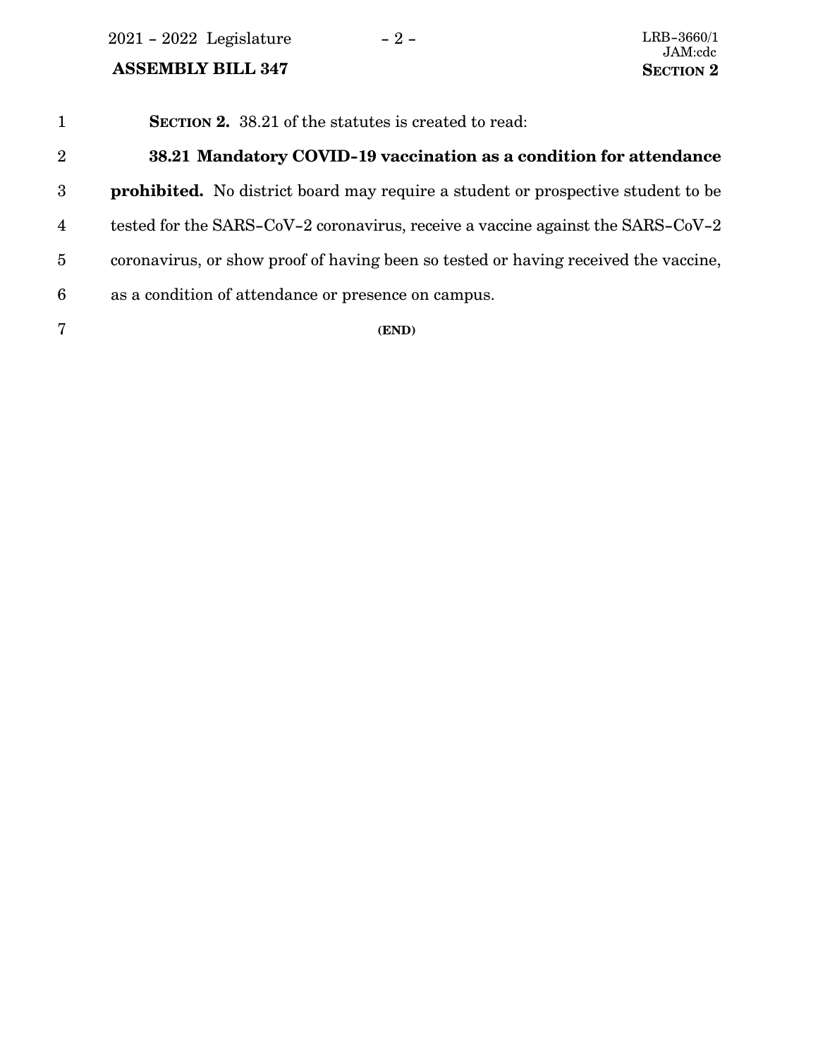**SECTION 2.** 38.21 of the statutes is created to read:

**38.21 Mandatory COVID-19 vaccination as a condition for attendance prohibited.** No district board may require a student or prospective student to be tested for the SARS-CoV-2 coronavirus, receive a vaccine against the SARS-CoV-2 coronavirus, or show proof of having been so tested or having received the vaccine, as a condition of attendance or presence on campus.

**(END)**